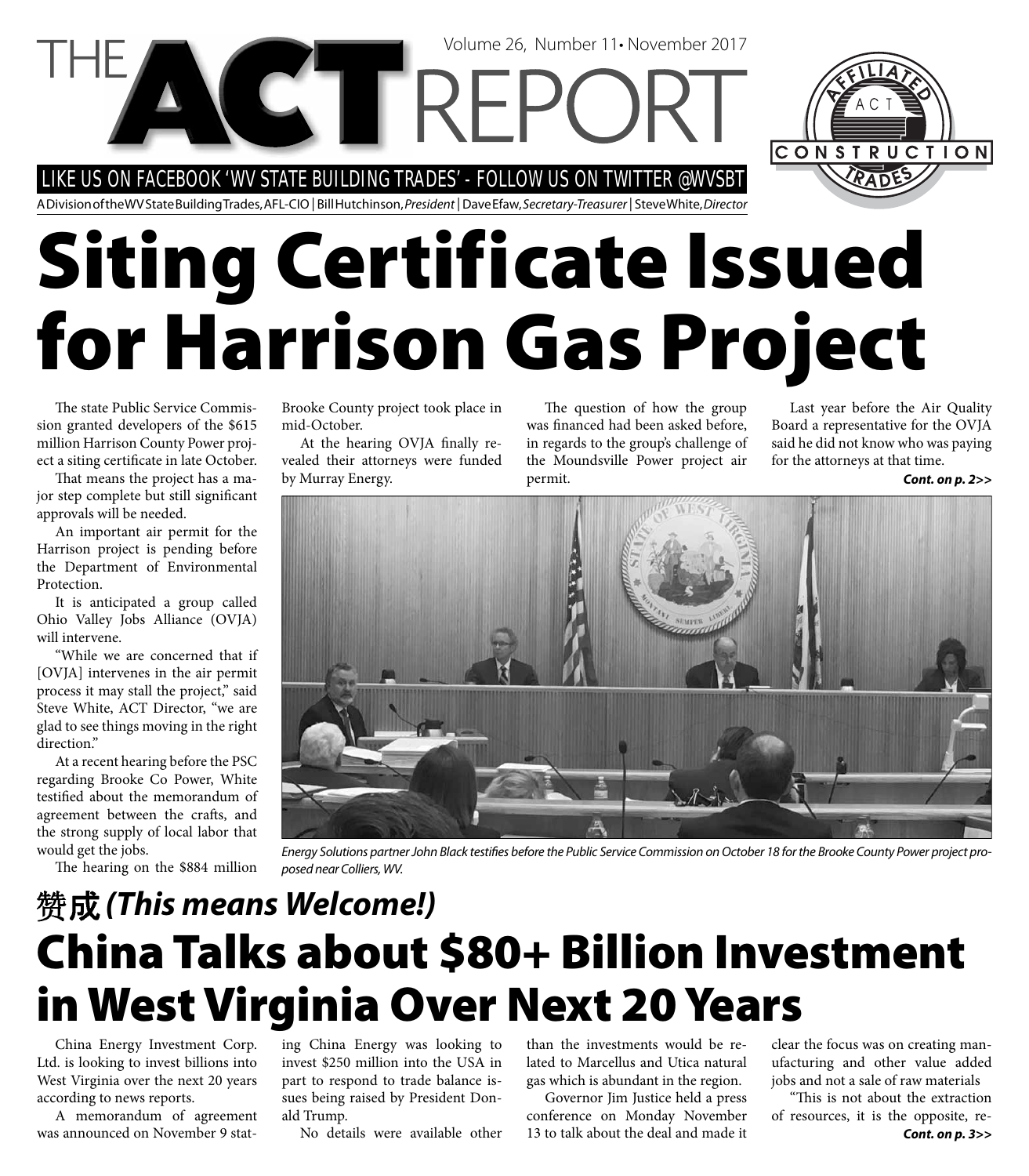# THE ACT REPORT

Volume 26, Number 11 • November 2017

LIKE US ON FACEBOOK 'WV STATE BUILDING TRADES' - FOLLOW US ON TWITTER @WVSBT

A Division of the WV State Building Trades, AFL-CIO | Bill Hutchinson, *President* | Dave Efaw, *Secretary-Treasurer* | Steve White, *Director*

# Siting Certificate Issued for Harrison Gas Project

The state Public Service Commission granted developers of the $615 million Harrison County Power project a siting certificate in late October.

That means the project has a major step complete but still significant approvals will be needed.

An important air permit for the Harrison project is pending before the Department of Environmental Protection.

It is anticipated a group called Ohio Valley Jobs Alliance (OVJA) will intervene.

"While we are concerned that if [OVJA] intervenes in the air permit process it may stall the project," said Steve White, ACT Director, "we are glad to see things moving in the right direction."

At a recent hearing before the PSC regarding Brooke Co Power, White testified about the memorandum of agreement between the crafts, and the strong supply of local labor that would get the jobs.

The hearing on the $884 million Brooke County project took place in mid-October.

At the hearing OVJA finally revealed their attorneys were funded by Murray Energy.

The question of how the group was financed had been asked before, in regards to the group's challenge of the Moundsville Power project air permit.

Last year before the Air Quality Board a representative for the OVJA said he did not know who was paying for the attorneys at that time.

***Cont. on p. 2>>***

*Energy Solutions partner John Black testifies before the Public Service Commission on October 18 for the Brooke County Power project proposed near Colliers, WV.*

## 赞成 *(This means Welcome!)*

# China Talks about $80+ Billion Investment in West Virginia Over Next 20 Years

China Energy Investment Corp. Ltd. is looking to invest billions into West Virginia over the next 20 years according to news reports.

A memorandum of agreement was announced on November 9 stating China Energy was looking to invest $250 million into the USA in part to respond to trade balance issues being raised by President Donald Trump.

No details were available other than the investments would be related to Marcellus and Utica natural gas which is abundant in the region.

Governor Jim Justice held a press conference on Monday November 13 to talk about the deal and made it clear the focus was on creating manufacturing and other value added jobs and not a sale of raw materials

"This is not about the extraction of resources, it is the opposite, re-

***Cont. on p. 3>>***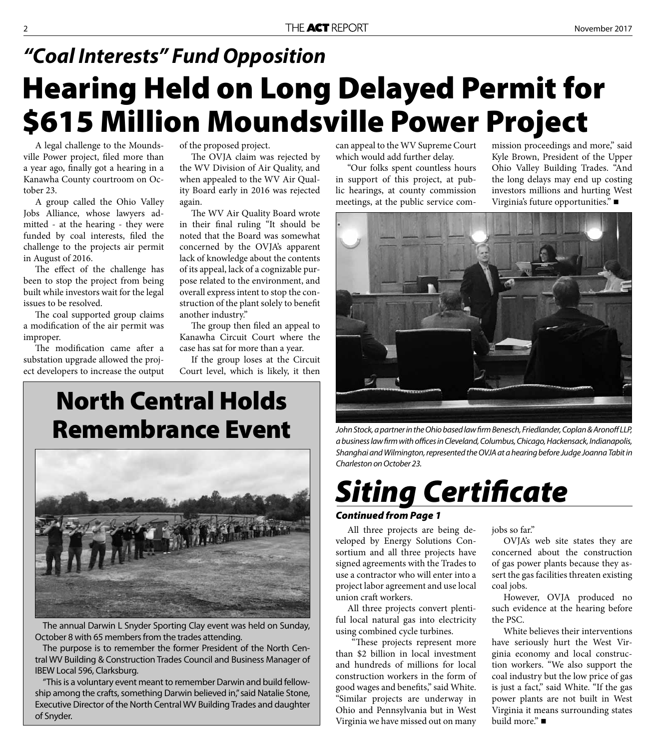## *"Coal Interests" Fund Opposition*

# Hearing Held on Long Delayed Permit for $615 Million Moundsville Power Project

A legal challenge to the Moundsville Power project, filed more than a year ago, finally got a hearing in a Kanawha County courtroom on October 23.

A group called the Ohio Valley Jobs Alliance, whose lawyers admitted - at the hearing - they were funded by coal interests, filed the challenge to the projects air permit in August of 2016.

The effect of the challenge has been to stop the project from being built while investors wait for the legal issues to be resolved.

The coal supported group claims a modification of the air permit was improper.

The modification came after a substation upgrade allowed the project developers to increase the output of the proposed project.

The OVJA claim was rejected by the WV Division of Air Quality, and when appealed to the WV Air Quality Board early in 2016 was rejected again.

The WV Air Quality Board wrote in their final ruling "It should be noted that the Board was somewhat concerned by the OVJA's apparent lack of knowledge about the contents of its appeal, lack of a cognizable purpose related to the environment, and overall express intent to stop the construction of the plant solely to benefit another industry."

The group then filed an appeal to Kanawha Circuit Court where the case has sat for more than a year.

If the group loses at the Circuit Court level, which is likely, it then can appeal to the WV Supreme Court which would add further delay.

"Our folks spent countless hours in support of this project, at public hearings, at county commission meetings, at the public service commission proceedings and more," said Kyle Brown, President of the Upper Ohio Valley Building Trades. "And the long delays may end up costing investors millions and hurting West Virginia's future opportunities." ■

*John Stock, a partner in the Ohio based law firm Benesch, Friedlander, Coplan & Aronoff LLP, a business law firm with offices in Cleveland, Columbus, Chicago, Hackensack, Indianapolis, Shanghai and Wilmington, represented the OVJA at a hearing before Judge Joanna Tabit in Charleston on October 23.*

# North Central Holds Remembrance Event

The annual Darwin L Snyder Sporting Clay event was held on Sunday, October 8 with 65 members from the trades attending.

The purpose is to remember the former President of the North Central WV Building & Construction Trades Council and Business Manager of IBEW Local 596, Clarksburg.

"This is a voluntary event meant to remember Darwin and build fellowship among the crafts, something Darwin believed in," said Natalie Stone, Executive Director of the North Central WV Building Trades and daughter of Snyder.

# *Siting Certificate*

***Continued from Page 1***

All three projects are being developed by Energy Solutions Consortium and all three projects have signed agreements with the Trades to use a contractor who will enter into a project labor agreement and use local union craft workers.

All three projects convert plentiful local natural gas into electricity using combined cycle turbines.

"These projects represent more than $2 billion in local investment and hundreds of millions for local construction workers in the form of good wages and benefits," said White. "Similar projects are underway in Ohio and Pennsylvania but in West Virginia we have missed out on many jobs so far."

OVJA's web site states they are concerned about the construction of gas power plants because they assert the gas facilities threaten existing coal jobs.

However, OVJA produced no such evidence at the hearing before the PSC.

White believes their interventions have seriously hurt the West Virginia economy and local construction workers. "We also support the coal industry but the low price of gas is just a fact," said White. "If the gas power plants are not built in West Virginia it means surrounding states build more." ■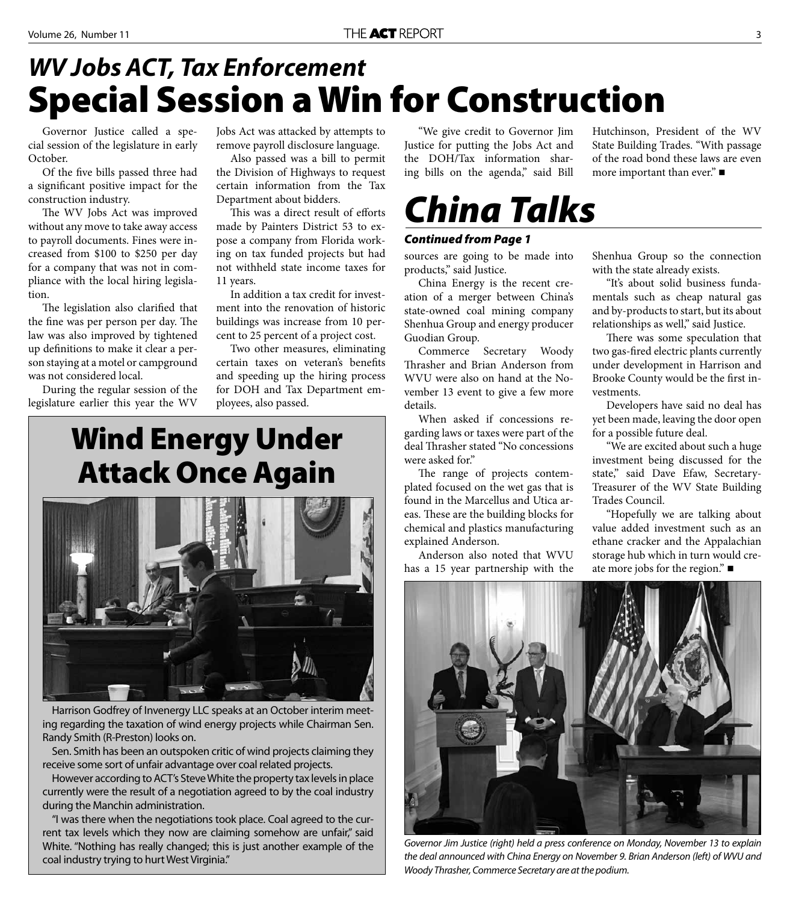## *WV Jobs ACT, Tax Enforcement*

# Special Session a Win for Construction

Governor Justice called a special session of the legislature in early October.

Of the five bills passed three had a significant positive impact for the construction industry.

The WV Jobs Act was improved without any move to take away access to payroll documents. Fines were increased from $100 to $250 per day for a company that was not in compliance with the local hiring legislation.

The legislation also clarified that the fine was per person per day. The law was also improved by tightened up definitions to make it clear a person staying at a motel or campground was not considered local.

During the regular session of the legislature earlier this year the WV Jobs Act was attacked by attempts to remove payroll disclosure language.

Also passed was a bill to permit the Division of Highways to request certain information from the Tax Department about bidders.

This was a direct result of efforts made by Painters District 53 to expose a company from Florida working on tax funded projects but had not withheld state income taxes for 11 years.

In addition a tax credit for investment into the renovation of historic buildings was increase from 10 percent to 25 percent of a project cost.

Two other measures, eliminating certain taxes on veteran's benefits and speeding up the hiring process for DOH and Tax Department employees, also passed.

"We give credit to Governor Jim Justice for putting the Jobs Act and the DOH/Tax information sharing bills on the agenda," said Bill Hutchinson, President of the WV State Building Trades. "With passage of the road bond these laws are even more important than ever." ■

# Wind Energy Under Attack Once Again

Harrison Godfrey of Invenergy LLC speaks at an October interim meeting regarding the taxation of wind energy projects while Chairman Sen. Randy Smith (R-Preston) looks on.

Sen. Smith has been an outspoken critic of wind projects claiming they receive some sort of unfair advantage over coal related projects.

However according to ACT's Steve White the property tax levels in place currently were the result of a negotiation agreed to by the coal industry during the Manchin administration.

"I was there when the negotiations took place. Coal agreed to the current tax levels which they now are claiming somehow are unfair," said White. "Nothing has really changed; this is just another example of the coal industry trying to hurt West Virginia."

# *China Talks*

***Continued from Page 1***

sources are going to be made into products," said Justice.

China Energy is the recent creation of a merger between China's state-owned coal mining company Shenhua Group and energy producer Guodian Group.

Commerce Secretary Woody Thrasher and Brian Anderson from WVU were also on hand at the November 13 event to give a few more details.

When asked if concessions regarding laws or taxes were part of the deal Thrasher stated "No concessions were asked for."

The range of projects contemplated focused on the wet gas that is found in the Marcellus and Utica areas. These are the building blocks for chemical and plastics manufacturing explained Anderson.

Anderson also noted that WVU has a 15 year partnership with the Shenhua Group so the connection with the state already exists.

"It's about solid business fundamentals such as cheap natural gas and by-products to start, but its about relationships as well," said Justice.

There was some speculation that two gas-fired electric plants currently under development in Harrison and Brooke County would be the first investments.

Developers have said no deal has yet been made, leaving the door open for a possible future deal.

"We are excited about such a huge investment being discussed for the state," said Dave Efaw, Secretary-Treasurer of the WV State Building Trades Council.

"Hopefully we are talking about value added investment such as an ethane cracker and the Appalachian storage hub which in turn would create more jobs for the region." ■

*Governor Jim Justice (right) held a press conference on Monday, November 13 to explain the deal announced with China Energy on November 9. Brian Anderson (left) of WVU and Woody Thrasher, Commerce Secretary are at the podium.*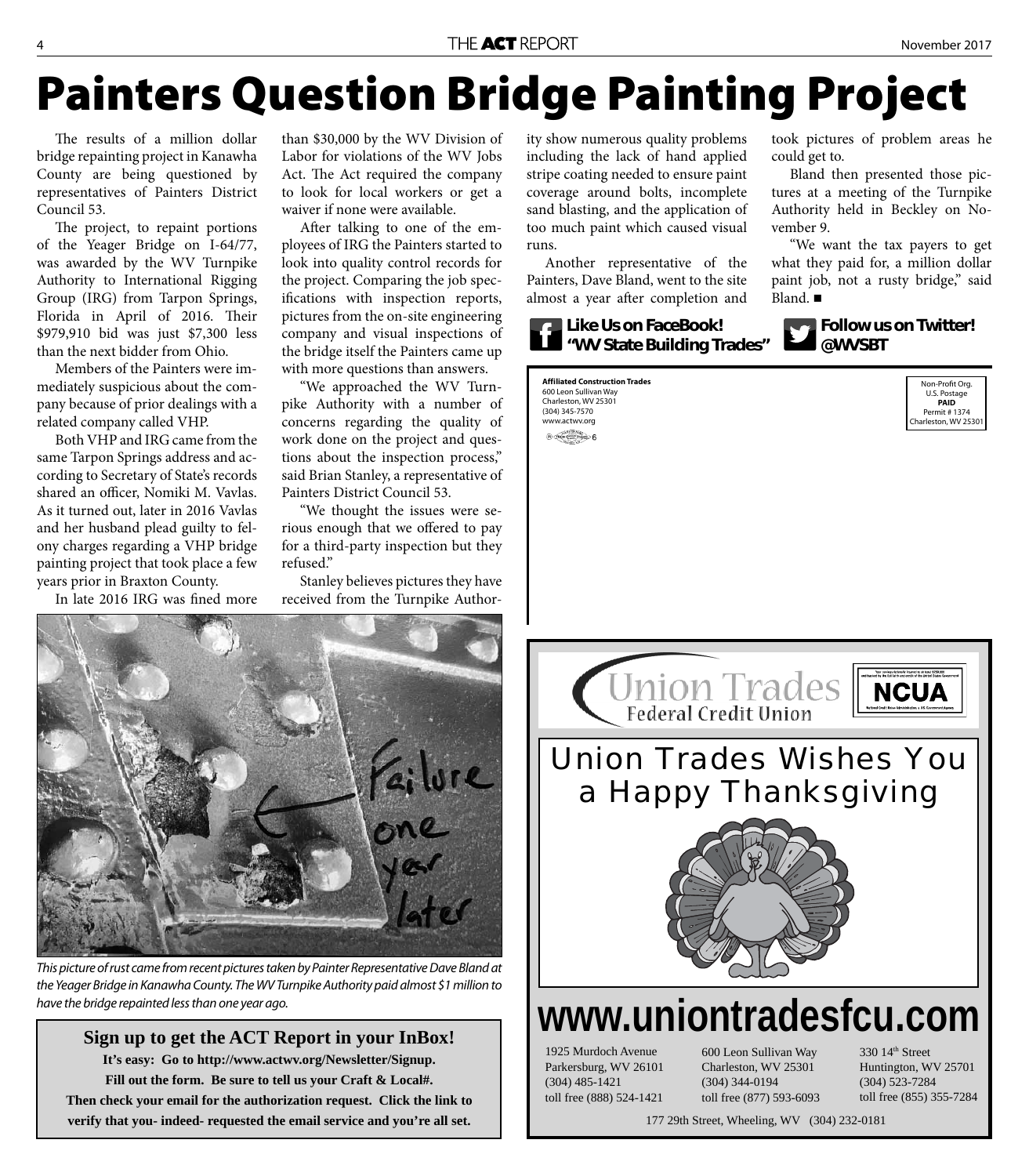# Painters Question Bridge Painting Project

The results of a million dollar bridge repainting project in Kanawha County are being questioned by representatives of Painters District Council 53.

The project, to repaint portions of the Yeager Bridge on I-64/77, was awarded by the WV Turnpike Authority to International Rigging Group (IRG) from Tarpon Springs, Florida in April of 2016. Their $979,910 bid was just $7,300 less than the next bidder from Ohio.

Members of the Painters were immediately suspicious about the company because of prior dealings with a related company called VHP.

Both VHP and IRG came from the same Tarpon Springs address and according to Secretary of State's records shared an officer, Nomiki M. Vavlas. As it turned out, later in 2016 Vavlas and her husband plead guilty to felony charges regarding a VHP bridge painting project that took place a few years prior in Braxton County.

In late 2016 IRG was fined more than $30,000 by the WV Division of Labor for violations of the WV Jobs Act. The Act required the company to look for local workers or get a waiver if none were available.

After talking to one of the employees of IRG the Painters started to look into quality control records for the project. Comparing the job specifications with inspection reports, pictures from the on-site engineering company and visual inspections of the bridge itself the Painters came up with more questions than answers.

"We approached the WV Turnpike Authority with a number of concerns regarding the quality of work done on the project and questions about the inspection process," said Brian Stanley, a representative of Painters District Council 53.

"We thought the issues were serious enough that we offered to pay for a third-party inspection but they refused."

Stanley believes pictures they have received from the Turnpike Authority show numerous quality problems including the lack of hand applied stripe coating needed to ensure paint coverage around bolts, incomplete sand blasting, and the application of too much paint which caused visual runs.

Another representative of the Painters, Dave Bland, went to the site almost a year after completion and took pictures of problem areas he could get to.

Bland then presented those pictures at a meeting of the Turnpike Authority held in Beckley on November 9.

"We want the tax payers to get what they paid for, a million dollar paint job, not a rusty bridge," said Bland. ■

Failure one year later

*This picture of rust came from recent pictures taken by Painter Representative Dave Bland at the Yeager Bridge in Kanawha County. The WV Turnpike Authority paid almost $1 million to have the bridge repainted less than one year ago.*

**Like Us on FaceBook! "WV State Building Trades"**

**Follow us on Twitter! @WVSBT**

**Affiliated Construction Trades**
600 Leon Sullivan Way
Charleston, WV 25301
(304) 345-7570
www.actwv.org

Non-Profit Org.
U.S. Postage
**PAID**
Permit # 1374
Charleston, WV 25301

**Sign up to get the ACT Report in your InBox!**

**It's easy: Go to http://www.actwv.org/Newsletter/Signup.**

**Fill out the form. Be sure to tell us your Craft & Local#.**

**Then check your email for the authorization request. Click the link to verify that you- indeed- requested the email service and you're all set.**

Union Trades Federal Credit Union

NCUA

Union Trades Wishes You a Happy Thanksgiving

**www.uniontradesfcu.com**

1925 Murdoch Avenue
Parkersburg, WV 26101
(304) 485-1421
toll free (888) 524-1421

600 Leon Sullivan Way
Charleston, WV 25301
(304) 344-0194
toll free (877) 593-6093

330 14th Street
Huntington, WV 25701
(304) 523-7284
toll free (855) 355-7284

177 29th Street, Wheeling, WV (304) 232-0181